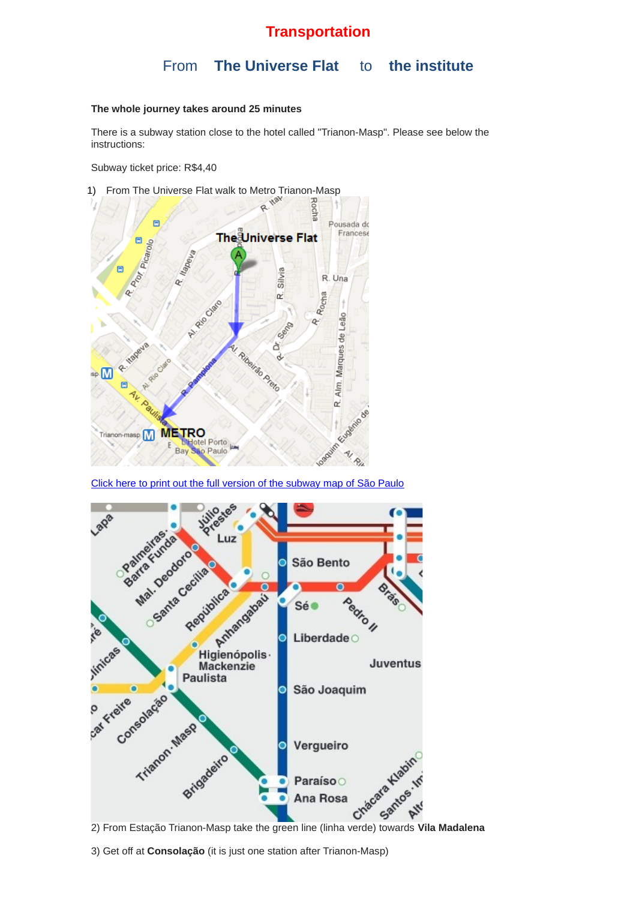# Transportation

## From **The Universe Flat** to **the institute**

**The whole journey takes around 25 minutes**

There is a subway station close to the hotel called "Trianon-Masp". Please see below the instructions:

Subway ticket price: R$4,40

1) From The Universe Flat walk to Metro Trianon-Masp

Click here to print out the full version of the subway map of São Paulo

2) From Estação Trianon-Masp take the green line (linha verde) towards **Vila Madalena**

3) Get off at **Consolação** (it is just one station after Trianon-Masp)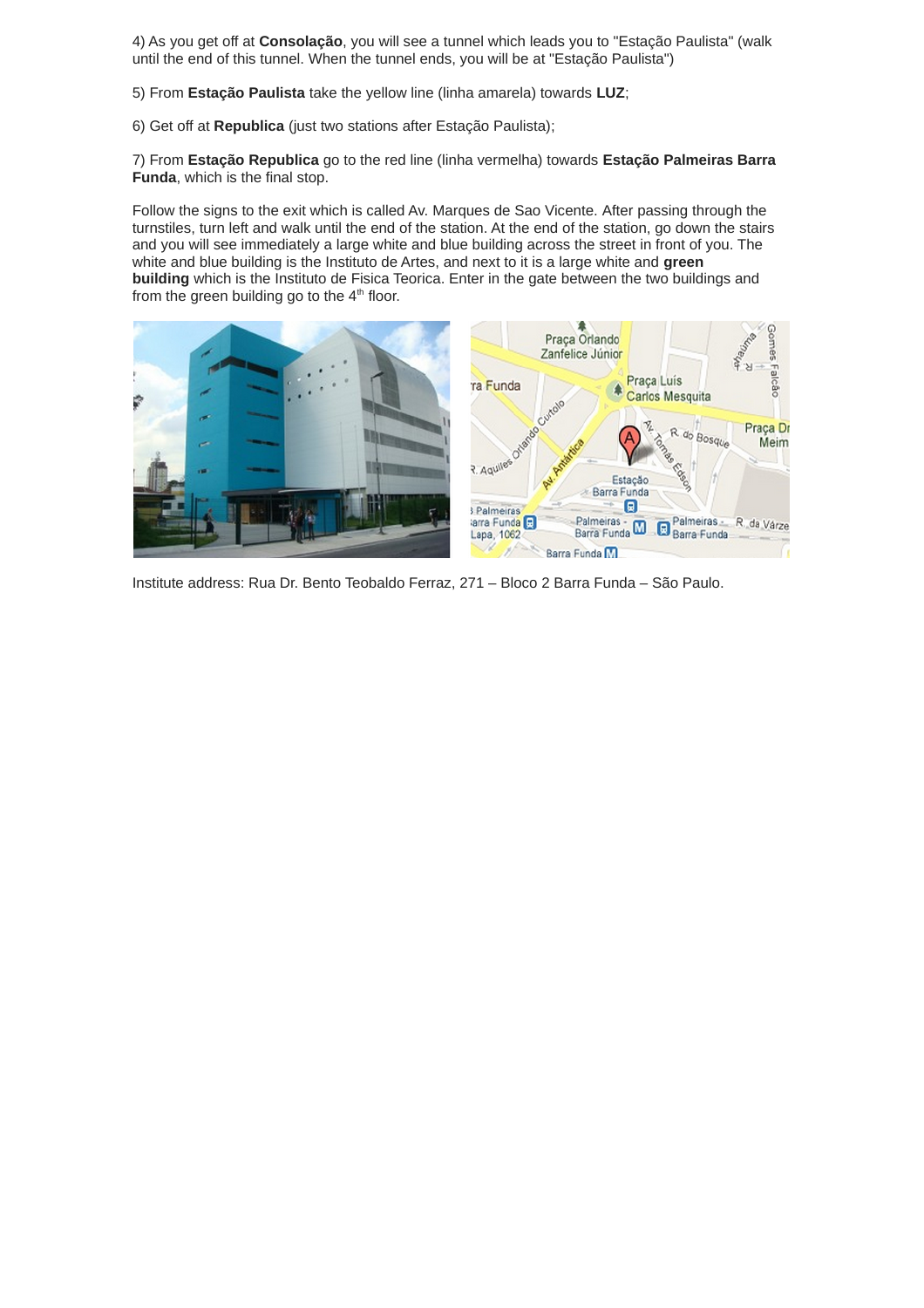4) As you get off at **Consolação**, you will see a tunnel which leads you to "Estação Paulista" (walk until the end of this tunnel. When the tunnel ends, you will be at "Estação Paulista")

5) From **Estação Paulista** take the yellow line (linha amarela) towards **LUZ**;

6) Get off at **Republica** (just two stations after Estação Paulista);

7) From **Estação Republica** go to the red line (linha vermelha) towards **Estação Palmeiras Barra Funda**, which is the final stop.

Follow the signs to the exit which is called Av. Marques de Sao Vicente. After passing through the turnstiles, turn left and walk until the end of the station. At the end of the station, go down the stairs and you will see immediately a large white and blue building across the street in front of you. The white and blue building is the Instituto de Artes, and next to it is a large white and **green building** which is the Instituto de Fisica Teorica. Enter in the gate between the two buildings and from the green building go to the 4th floor.

Institute address: Rua Dr. Bento Teobaldo Ferraz, 271 – Bloco 2 Barra Funda – São Paulo.